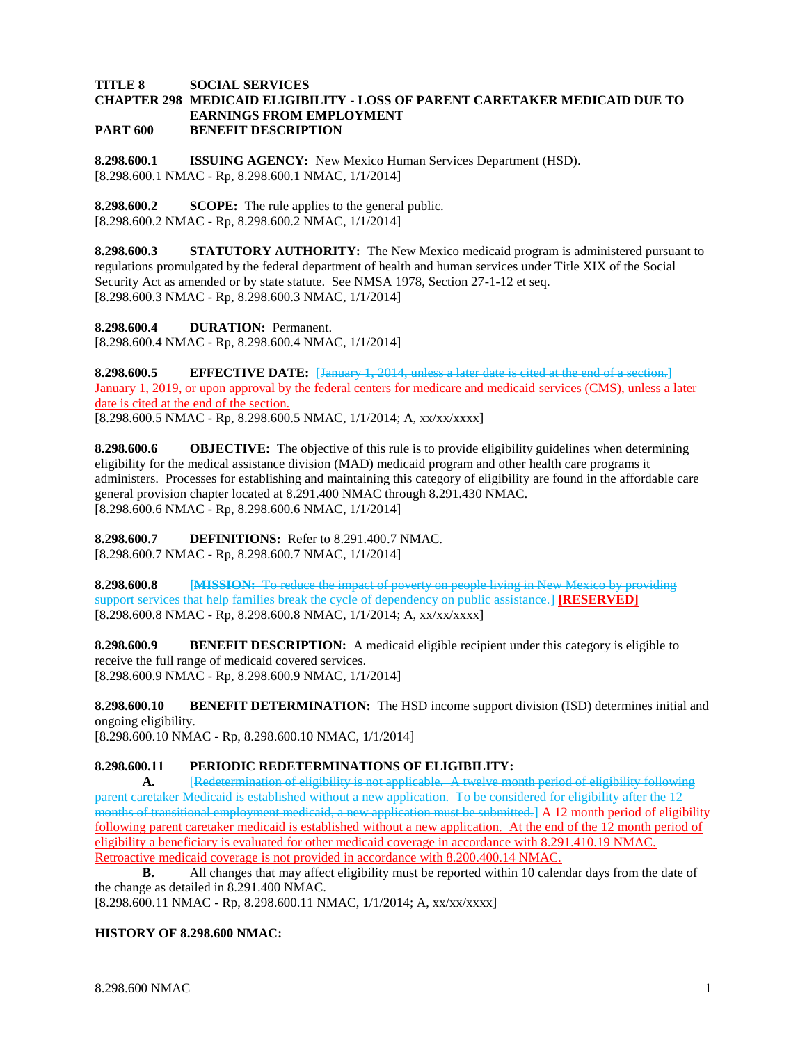**TITLE 8 SOCIAL SERVICES**
**CHAPTER 298 MEDICAID ELIGIBILITY - LOSS OF PARENT CARETAKER MEDICAID DUE TO EARNINGS FROM EMPLOYMENT**
**PART 600 BENEFIT DESCRIPTION**

**8.298.600.1 ISSUING AGENCY:** New Mexico Human Services Department (HSD).
[8.298.600.1 NMAC - Rp, 8.298.600.1 NMAC, 1/1/2014]

**8.298.600.2 SCOPE:** The rule applies to the general public.
[8.298.600.2 NMAC - Rp, 8.298.600.2 NMAC, 1/1/2014]

**8.298.600.3 STATUTORY AUTHORITY:** The New Mexico medicaid program is administered pursuant to regulations promulgated by the federal department of health and human services under Title XIX of the Social Security Act as amended or by state statute. See NMSA 1978, Section 27-1-12 et seq.
[8.298.600.3 NMAC - Rp, 8.298.600.3 NMAC, 1/1/2014]

**8.298.600.4 DURATION:** Permanent.
[8.298.600.4 NMAC - Rp, 8.298.600.4 NMAC, 1/1/2014]

**8.298.600.5 EFFECTIVE DATE:** [~~January 1, 2014, unless a later date is cited at the end of a section.~~] January 1, 2019, or upon approval by the federal centers for medicare and medicaid services (CMS), unless a later date is cited at the end of the section.
[8.298.600.5 NMAC - Rp, 8.298.600.5 NMAC, 1/1/2014; A, xx/xx/xxxx]

**8.298.600.6 OBJECTIVE:** The objective of this rule is to provide eligibility guidelines when determining eligibility for the medical assistance division (MAD) medicaid program and other health care programs it administers. Processes for establishing and maintaining this category of eligibility are found in the affordable care general provision chapter located at 8.291.400 NMAC through 8.291.430 NMAC.
[8.298.600.6 NMAC - Rp, 8.298.600.6 NMAC, 1/1/2014]

**8.298.600.7 DEFINITIONS:** Refer to 8.291.400.7 NMAC.
[8.298.600.7 NMAC - Rp, 8.298.600.7 NMAC, 1/1/2014]

**8.298.600.8** [~~**MISSION:** To reduce the impact of poverty on people living in New Mexico by providing support services that help families break the cycle of dependency on public assistance.~~] **[RESERVED]**
[8.298.600.8 NMAC - Rp, 8.298.600.8 NMAC, 1/1/2014; A, xx/xx/xxxx]

**8.298.600.9 BENEFIT DESCRIPTION:** A medicaid eligible recipient under this category is eligible to receive the full range of medicaid covered services.
[8.298.600.9 NMAC - Rp, 8.298.600.9 NMAC, 1/1/2014]

**8.298.600.10 BENEFIT DETERMINATION:** The HSD income support division (ISD) determines initial and ongoing eligibility.
[8.298.600.10 NMAC - Rp, 8.298.600.10 NMAC, 1/1/2014]

**8.298.600.11 PERIODIC REDETERMINATIONS OF ELIGIBILITY:**

**A.** [~~Redetermination of eligibility is not applicable. A twelve month period of eligibility following parent caretaker Medicaid is established without a new application. To be considered for eligibility after the 12 months of transitional employment medicaid, a new application must be submitted.~~] A 12 month period of eligibility following parent caretaker medicaid is established without a new application. At the end of the 12 month period of eligibility a beneficiary is evaluated for other medicaid coverage in accordance with 8.291.410.19 NMAC. Retroactive medicaid coverage is not provided in accordance with 8.200.400.14 NMAC.

**B.** All changes that may affect eligibility must be reported within 10 calendar days from the date of the change as detailed in 8.291.400 NMAC.
[8.298.600.11 NMAC - Rp, 8.298.600.11 NMAC, 1/1/2014; A, xx/xx/xxxx]

**HISTORY OF 8.298.600 NMAC:**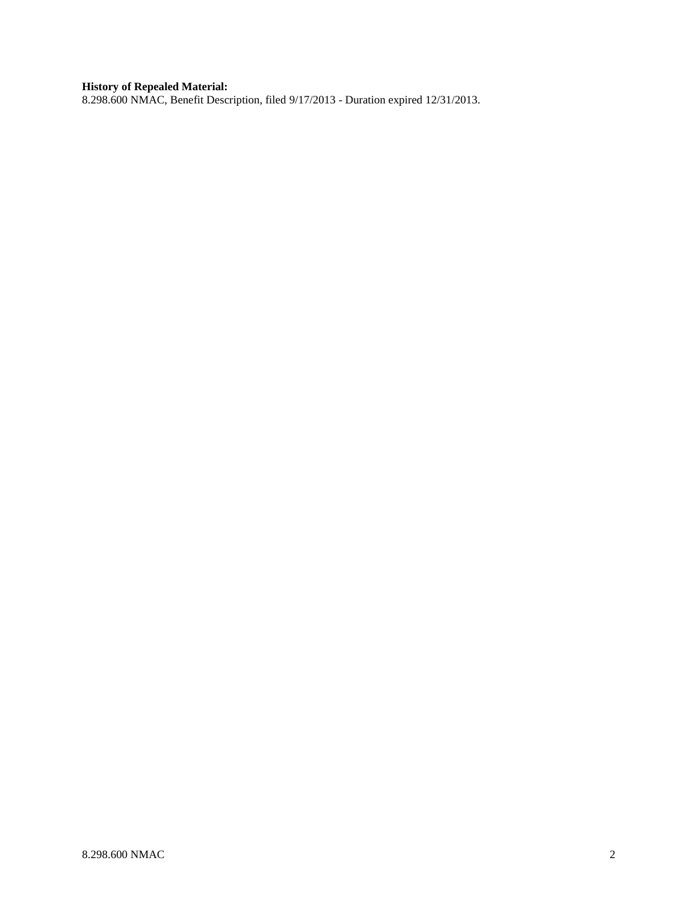**History of Repealed Material:**
8.298.600 NMAC, Benefit Description, filed 9/17/2013 - Duration expired 12/31/2013.